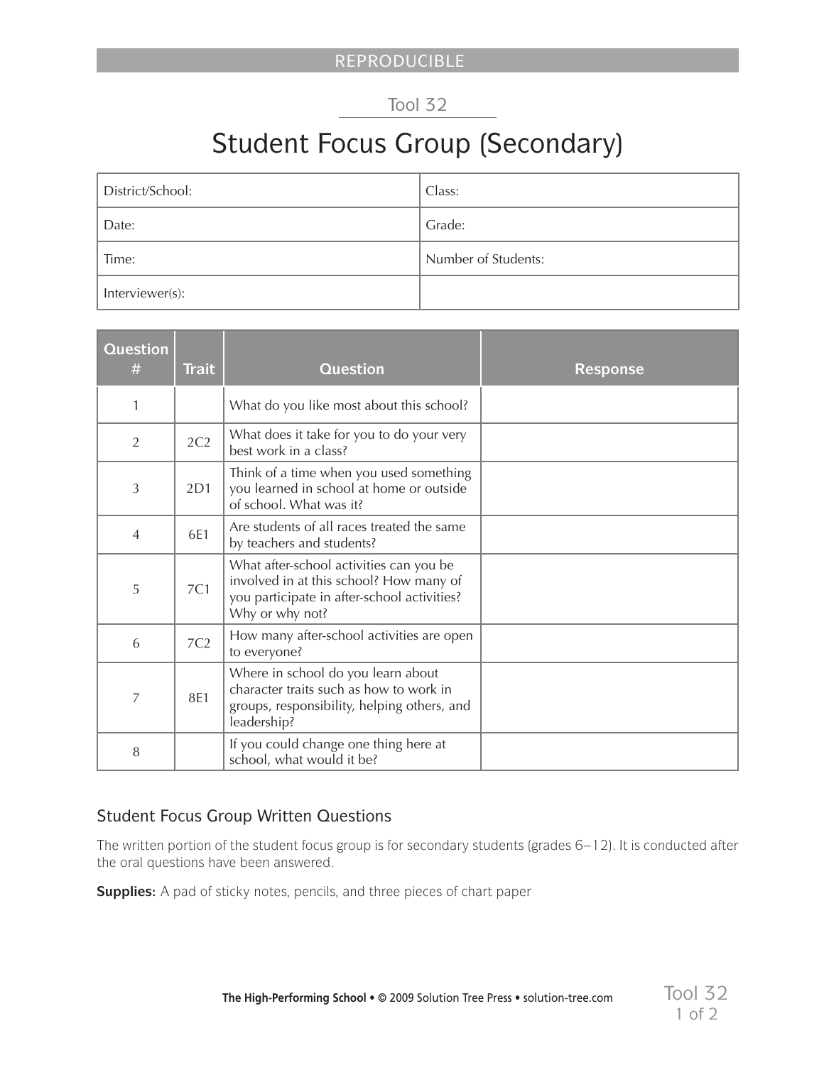REPRODUCIBLE

Tool 32

# Student Focus Group (Secondary)

| District/School: | Class: |
|---|---|
| Date: | Grade: |
| Time: | Number of Students: |
| Interviewer(s): | |

| Question # | Trait | Question | Response |
|---|---|---|---|
| 1 | | What do you like most about this school? | |
| 2 | 2C2 | What does it take for you to do your very best work in a class? | |
| 3 | 2D1 | Think of a time when you used something you learned in school at home or outside of school. What was it? | |
| 4 | 6E1 | Are students of all races treated the same by teachers and students? | |
| 5 | 7C1 | What after-school activities can you be involved in at this school? How many of you participate in after-school activities? Why or why not? | |
| 6 | 7C2 | How many after-school activities are open to everyone? | |
| 7 | 8E1 | Where in school do you learn about character traits such as how to work in groups, responsibility, helping others, and leadership? | |
| 8 | | If you could change one thing here at school, what would it be? | |

## Student Focus Group Written Questions

The written portion of the student focus group is for secondary students (grades 6–12). It is conducted after the oral questions have been answered.

**Supplies:** A pad of sticky notes, pencils, and three pieces of chart paper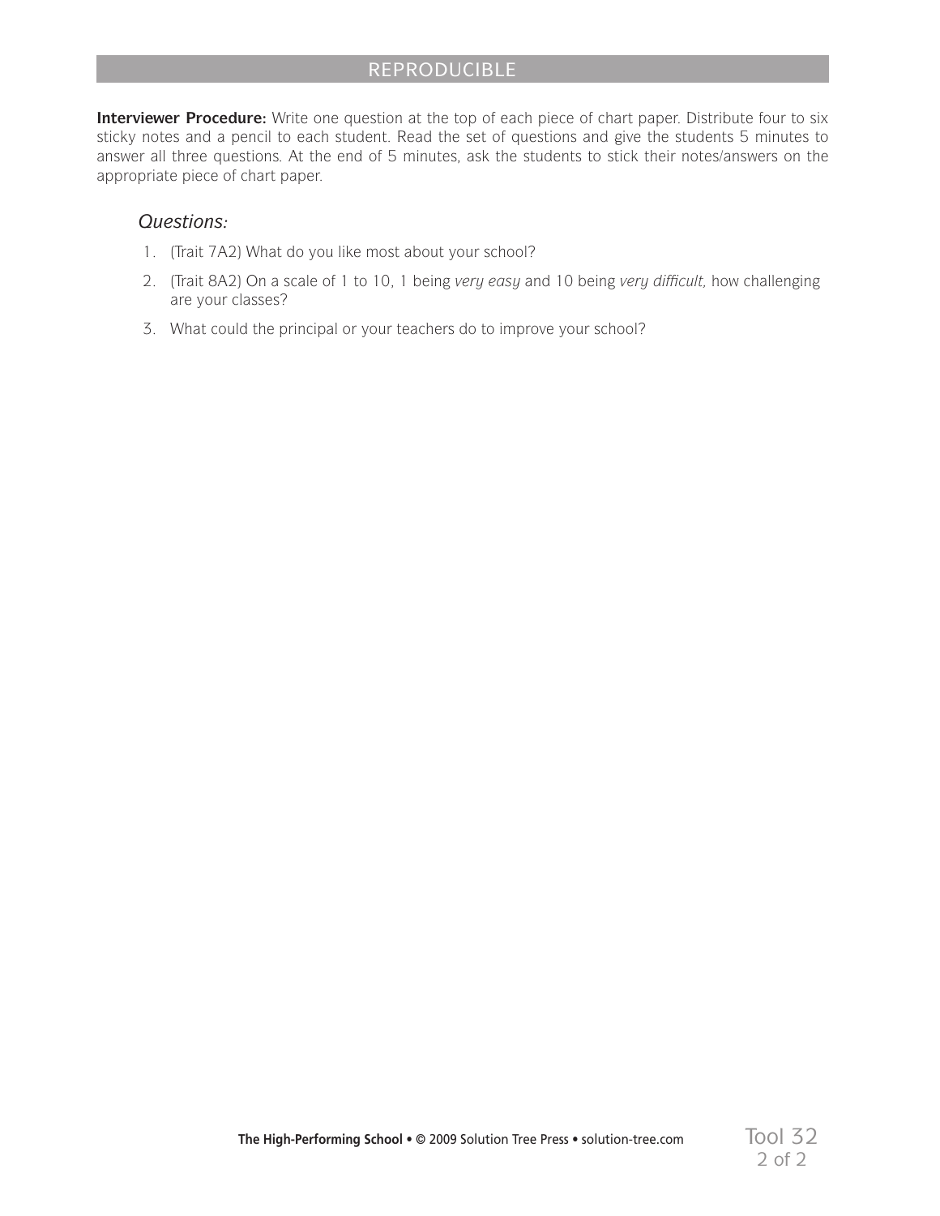**Interviewer Procedure:** Write one question at the top of each piece of chart paper. Distribute four to six sticky notes and a pencil to each student. Read the set of questions and give the students 5 minutes to answer all three questions. At the end of 5 minutes, ask the students to stick their notes/answers on the appropriate piece of chart paper.

*Questions:*

1. (Trait 7A2) What do you like most about your school?
2. (Trait 8A2) On a scale of 1 to 10, 1 being *very easy* and 10 being *very difficult,* how challenging are your classes?
3. What could the principal or your teachers do to improve your school?